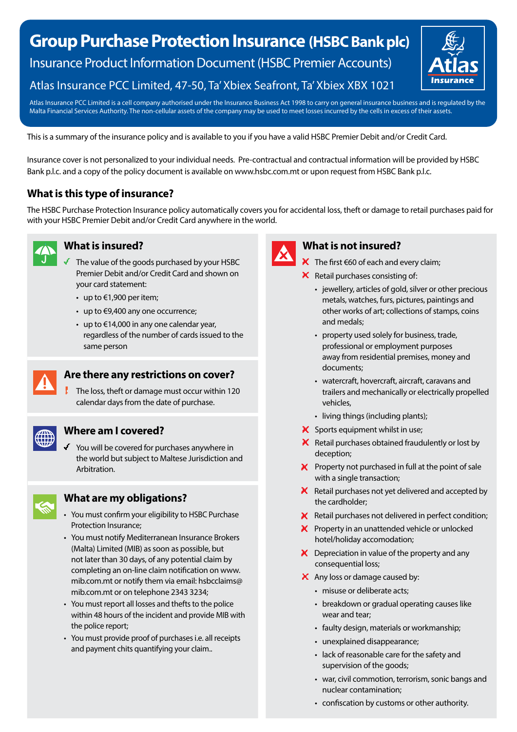# Group Purchase Protection Insurance (HSBC Bank plc)

## Insurance Product Information Document (HSBC Premier Accounts)

Atlas Insurance PCC Limited, 47-50, Ta' Xbiex Seafront, Ta' Xbiex XBX 1021

Atlas Insurance PCC Limited is a cell company authorised under the Insurance Business Act 1998 to carry on general insurance business and is regulated by the Malta Financial Services Authority. The non-cellular assets of the company may be used to meet losses incurred by the cells in excess of their assets.

This is a summary of the insurance policy and is available to you if you have a valid HSBC Premier Debit and/or Credit Card.

Insurance cover is not personalized to your individual needs. Pre-contractual and contractual information will be provided by HSBC Bank p.l.c. and a copy of the policy document is available on www.hsbc.com.mt or upon request from HSBC Bank p.l.c.

### What is this type of insurance?

The HSBC Purchase Protection Insurance policy automatically covers you for accidental loss, theft or damage to retail purchases paid for with your HSBC Premier Debit and/or Credit Card anywhere in the world.

### What is insured?

- ✓ The value of the goods purchased by your HSBC Premier Debit and/or Credit Card and shown on your card statement:
  - up to €1,900 per item;
  - up to €9,400 any one occurrence;
  - up to €14,000 in any one calendar year, regardless of the number of cards issued to the same person

### Are there any restrictions on cover?

- ! The loss, theft or damage must occur within 120 calendar days from the date of purchase.

### Where am I covered?

- ✓ You will be covered for purchases anywhere in the world but subject to Maltese Jurisdiction and Arbitration.

### What are my obligations?

- You must confirm your eligibility to HSBC Purchase Protection Insurance;
- You must notify Mediterranean Insurance Brokers (Malta) Limited (MIB) as soon as possible, but not later than 30 days, of any potential claim by completing an on-line claim notification on www.mib.com.mt or notify them via email: hsbcclaims@mib.com.mt or on telephone 2343 3234;
- You must report all losses and thefts to the police within 48 hours of the incident and provide MIB with the police report;
- You must provide proof of purchases i.e. all receipts and payment chits quantifying your claim..

### What is not insured?

- ✗ The first €60 of each and every claim;
- ✗ Retail purchases consisting of:
  - jewellery, articles of gold, silver or other precious metals, watches, furs, pictures, paintings and other works of art; collections of stamps, coins and medals;
  - property used solely for business, trade, professional or employment purposes away from residential premises, money and documents;
  - watercraft, hovercraft, aircraft, caravans and trailers and mechanically or electrically propelled vehicles,
  - living things (including plants);
- ✗ Sports equipment whilst in use;
- ✗ Retail purchases obtained fraudulently or lost by deception;
- ✗ Property not purchased in full at the point of sale with a single transaction;
- ✗ Retail purchases not yet delivered and accepted by the cardholder;
- ✗ Retail purchases not delivered in perfect condition;
- ✗ Property in an unattended vehicle or unlocked hotel/holiday accomodation;
- ✗ Depreciation in value of the property and any consequential loss;
- ✗ Any loss or damage caused by:
  - misuse or deliberate acts;
  - breakdown or gradual operating causes like wear and tear;
  - faulty design, materials or workmanship;
  - unexplained disappearance;
  - lack of reasonable care for the safety and supervision of the goods;
  - war, civil commotion, terrorism, sonic bangs and nuclear contamination;
  - confiscation by customs or other authority.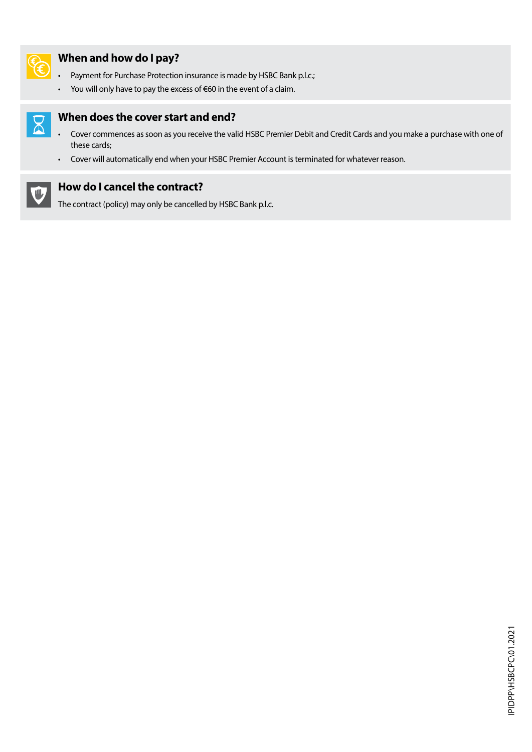## When and how do I pay?

- Payment for Purchase Protection insurance is made by HSBC Bank p.l.c.;
- You will only have to pay the excess of €60 in the event of a claim.

## When does the cover start and end?

- Cover commences as soon as you receive the valid HSBC Premier Debit and Credit Cards and you make a purchase with one of these cards;
- Cover will automatically end when your HSBC Premier Account is terminated for whatever reason.

## How do I cancel the contract?

The contract (policy) may only be cancelled by HSBC Bank p.l.c.

IPIDPP\HSBCPC\01.2021